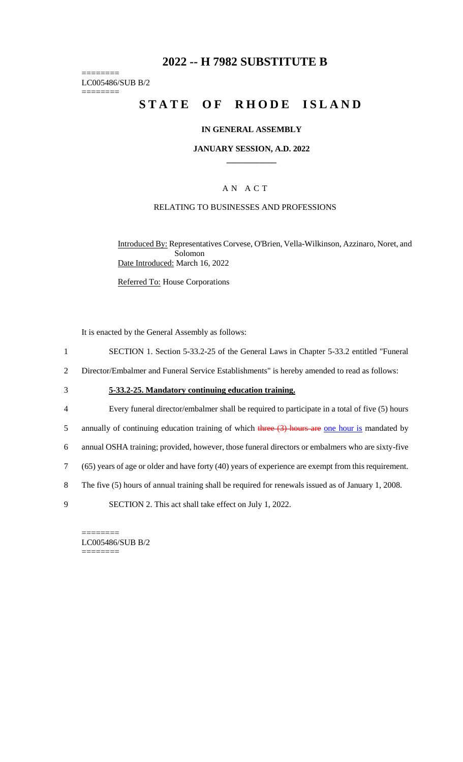# 2022 -- H 7982 SUBSTITUTE B

========
LC005486/SUB B/2
========

# STATE OF RHODE ISLAND

## IN GENERAL ASSEMBLY

### JANUARY SESSION, A.D. 2022

____________

A N A C T

RELATING TO BUSINESSES AND PROFESSIONS

Introduced By: Representatives Corvese, O'Brien, Vella-Wilkinson, Azzinaro, Noret, and Solomon

Date Introduced: March 16, 2022

Referred To: House Corporations

It is enacted by the General Assembly as follows:

1 SECTION 1. Section 5-33.2-25 of the General Laws in Chapter 5-33.2 entitled "Funeral
2 Director/Embalmer and Funeral Service Establishments" is hereby amended to read as follows:

3 **5-33.2-25. Mandatory continuing education training.**

4 Every funeral director/embalmer shall be required to participate in a total of five (5) hours
5 annually of continuing education training of which ~~three (3) hours are~~ one hour is mandated by
6 annual OSHA training; provided, however, those funeral directors or embalmers who are sixty-five
7 (65) years of age or older and have forty (40) years of experience are exempt from this requirement.
8 The five (5) hours of annual training shall be required for renewals issued as of January 1, 2008.
9 SECTION 2. This act shall take effect on July 1, 2022.

========
LC005486/SUB B/2
========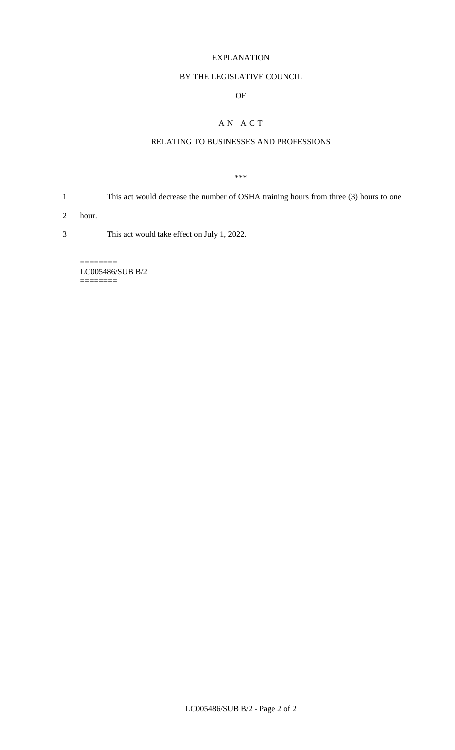EXPLANATION

BY THE LEGISLATIVE COUNCIL

OF

A N A C T

RELATING TO BUSINESSES AND PROFESSIONS

\*\*\*

This act would decrease the number of OSHA training hours from three (3) hours to one hour.

This act would take effect on July 1, 2022.

========
LC005486/SUB B/2
========